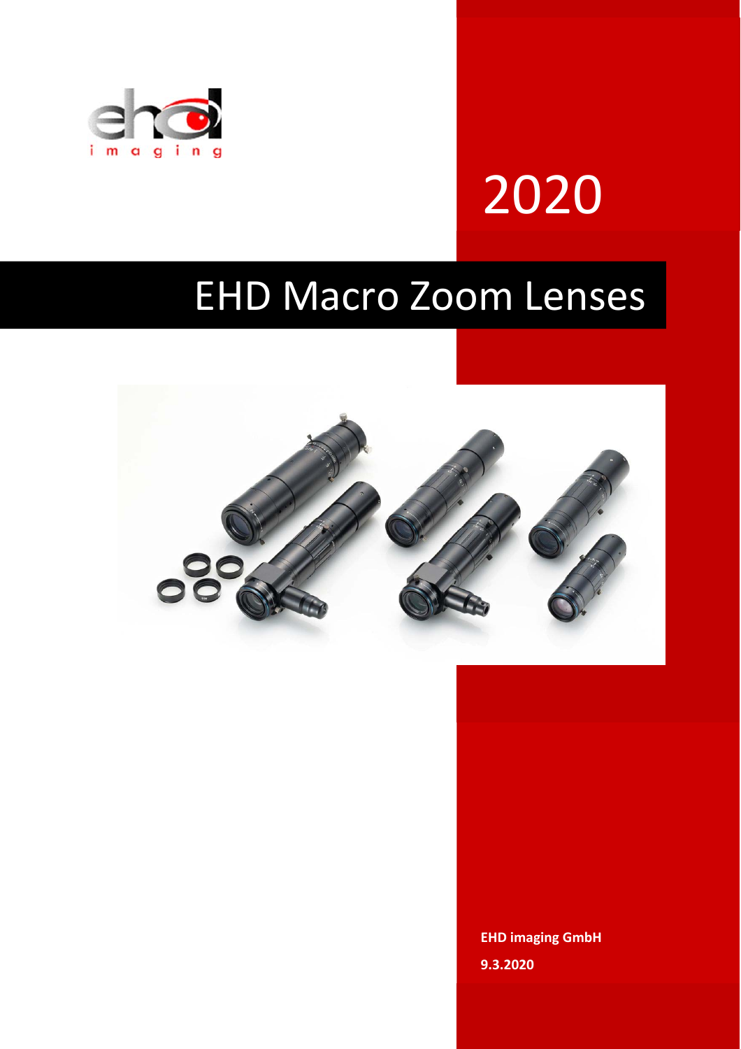2020

# EHD Macro Zoom Lenses

**EHD imaging GmbH**

**9.3.2020**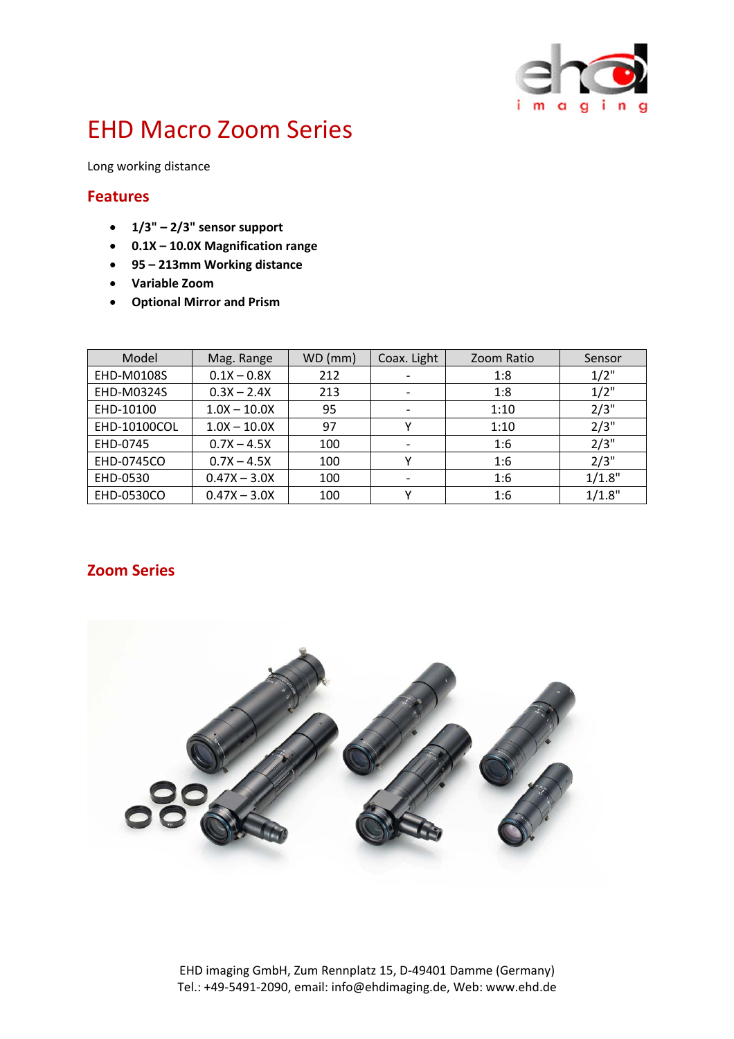# EHD Macro Zoom Series

Long working distance

## Features

- **1/3" – 2/3" sensor support**
- **0.1X – 10.0X Magnification range**
- **95 – 213mm Working distance**
- **Variable Zoom**
- **Optional Mirror and Prism**

| Model | Mag. Range | WD (mm) | Coax. Light | Zoom Ratio | Sensor |
|---|---|---|---|---|---|
| EHD-M0108S | 0.1X – 0.8X | 212 | - | 1:8 | 1/2" |
| EHD-M0324S | 0.3X – 2.4X | 213 | - | 1:8 | 1/2" |
| EHD-10100 | 1.0X – 10.0X | 95 | - | 1:10 | 2/3" |
| EHD-10100COL | 1.0X – 10.0X | 97 | Y | 1:10 | 2/3" |
| EHD-0745 | 0.7X – 4.5X | 100 | - | 1:6 | 2/3" |
| EHD-0745CO | 0.7X – 4.5X | 100 | Y | 1:6 | 2/3" |
| EHD-0530 | 0.47X – 3.0X | 100 | - | 1:6 | 1/1.8" |
| EHD-0530CO | 0.47X – 3.0X | 100 | Y | 1:6 | 1/1.8" |

## Zoom Series

EHD imaging GmbH, Zum Rennplatz 15, D-49401 Damme (Germany)
Tel.: +49-5491-2090, email: info@ehdimaging.de, Web: www.ehd.de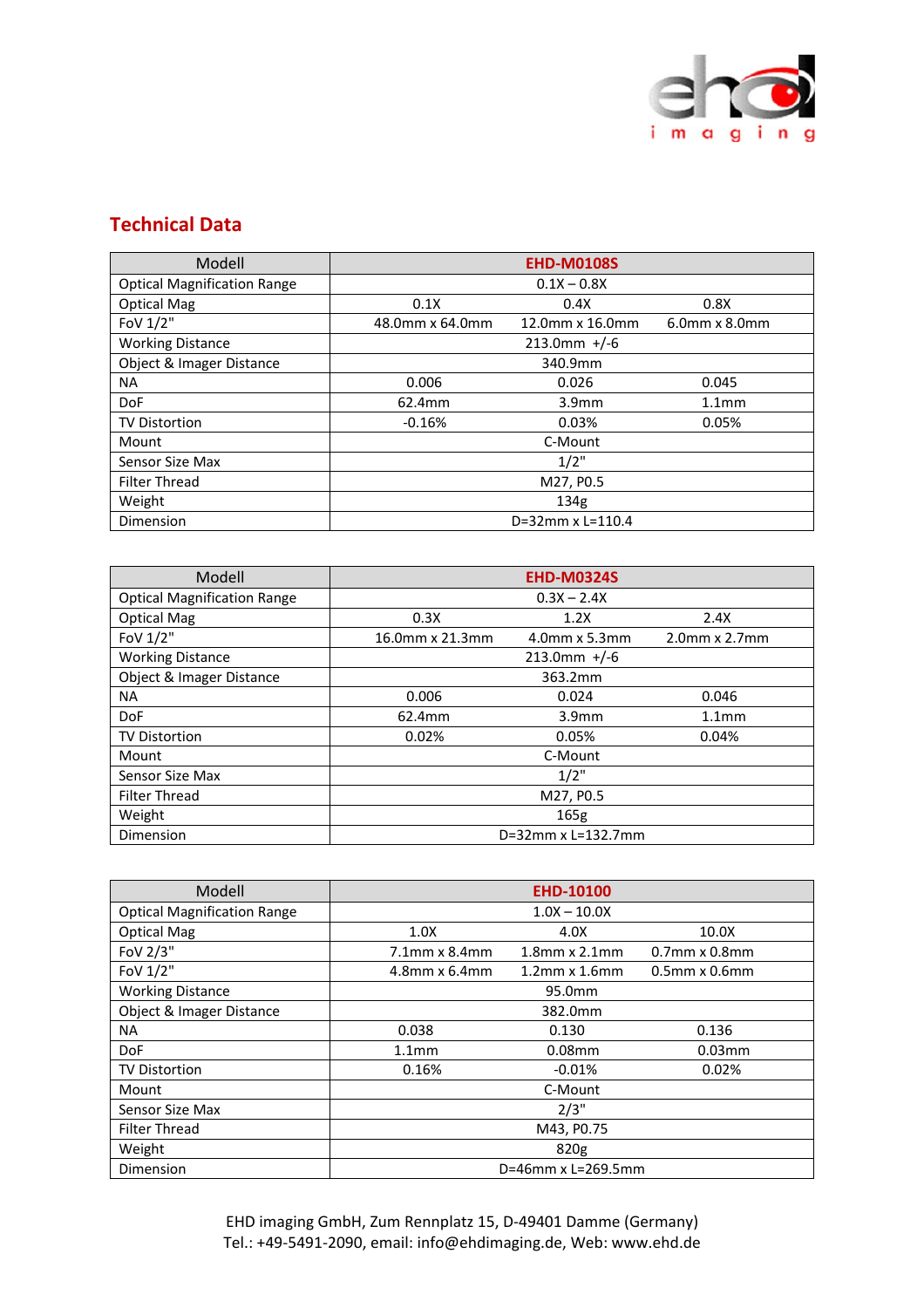## Technical Data

| Modell | **EHD-M0108S** | | |
|---|---|---|---|
| Optical Magnification Range | 0.1X – 0.8X | | |
| Optical Mag | 0.1X | 0.4X | 0.8X |
| FoV 1/2" | 48.0mm x 64.0mm | 12.0mm x 16.0mm | 6.0mm x 8.0mm |
| Working Distance | 213.0mm +/-6 | | |
| Object & Imager Distance | 340.9mm | | |
| NA | 0.006 | 0.026 | 0.045 |
| DoF | 62.4mm | 3.9mm | 1.1mm |
| TV Distortion | -0.16% | 0.03% | 0.05% |
| Mount | C-Mount | | |
| Sensor Size Max | 1/2" | | |
| Filter Thread | M27, P0.5 | | |
| Weight | 134g | | |
| Dimension | D=32mm x L=110.4 | | |

| Modell | **EHD-M0324S** | | |
|---|---|---|---|
| Optical Magnification Range | 0.3X – 2.4X | | |
| Optical Mag | 0.3X | 1.2X | 2.4X |
| FoV 1/2" | 16.0mm x 21.3mm | 4.0mm x 5.3mm | 2.0mm x 2.7mm |
| Working Distance | 213.0mm +/-6 | | |
| Object & Imager Distance | 363.2mm | | |
| NA | 0.006 | 0.024 | 0.046 |
| DoF | 62.4mm | 3.9mm | 1.1mm |
| TV Distortion | 0.02% | 0.05% | 0.04% |
| Mount | C-Mount | | |
| Sensor Size Max | 1/2" | | |
| Filter Thread | M27, P0.5 | | |
| Weight | 165g | | |
| Dimension | D=32mm x L=132.7mm | | |

| Modell | **EHD-10100** | | |
|---|---|---|---|
| Optical Magnification Range | 1.0X – 10.0X | | |
| Optical Mag | 1.0X | 4.0X | 10.0X |
| FoV 2/3" | 7.1mm x 8.4mm | 1.8mm x 2.1mm | 0.7mm x 0.8mm |
| FoV 1/2" | 4.8mm x 6.4mm | 1.2mm x 1.6mm | 0.5mm x 0.6mm |
| Working Distance | 95.0mm | | |
| Object & Imager Distance | 382.0mm | | |
| NA | 0.038 | 0.130 | 0.136 |
| DoF | 1.1mm | 0.08mm | 0.03mm |
| TV Distortion | 0.16% | -0.01% | 0.02% |
| Mount | C-Mount | | |
| Sensor Size Max | 2/3" | | |
| Filter Thread | M43, P0.75 | | |
| Weight | 820g | | |
| Dimension | D=46mm x L=269.5mm | | |

EHD imaging GmbH, Zum Rennplatz 15, D-49401 Damme (Germany)
Tel.: +49-5491-2090, email: info@ehdimaging.de, Web: www.ehd.de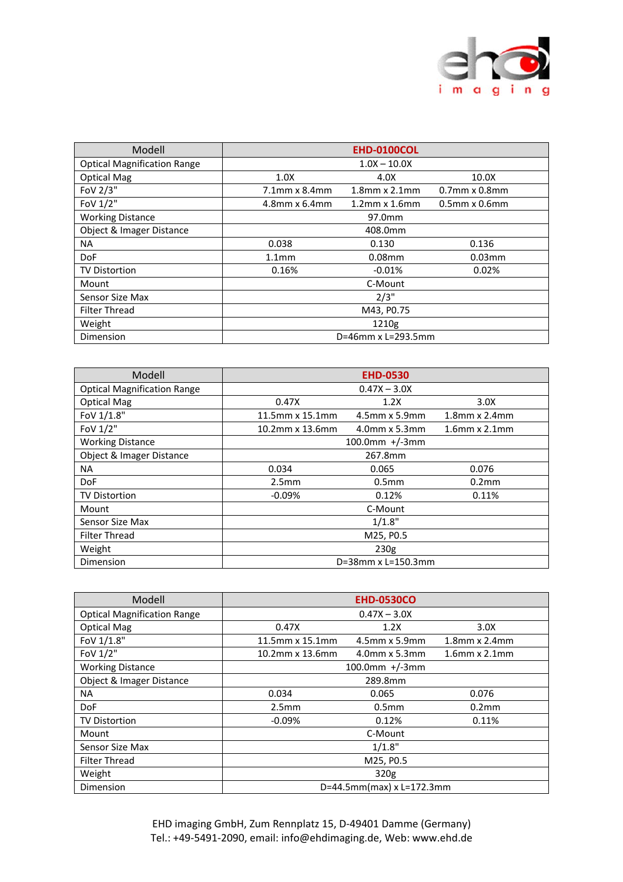| Modell | **EHD-0100COL** | | |
|---|---|---|---|
| Optical Magnification Range | 1.0X – 10.0X | | |
| Optical Mag | 1.0X | 4.0X | 10.0X |
| FoV 2/3" | 7.1mm x 8.4mm | 1.8mm x 2.1mm | 0.7mm x 0.8mm |
| FoV 1/2" | 4.8mm x 6.4mm | 1.2mm x 1.6mm | 0.5mm x 0.6mm |
| Working Distance | 97.0mm | | |
| Object & Imager Distance | 408.0mm | | |
| NA | 0.038 | 0.130 | 0.136 |
| DoF | 1.1mm | 0.08mm | 0.03mm |
| TV Distortion | 0.16% | -0.01% | 0.02% |
| Mount | C-Mount | | |
| Sensor Size Max | 2/3" | | |
| Filter Thread | M43, P0.75 | | |
| Weight | 1210g | | |
| Dimension | D=46mm x L=293.5mm | | |

| Modell | **EHD-0530** | | |
|---|---|---|---|
| Optical Magnification Range | 0.47X – 3.0X | | |
| Optical Mag | 0.47X | 1.2X | 3.0X |
| FoV 1/1.8" | 11.5mm x 15.1mm | 4.5mm x 5.9mm | 1.8mm x 2.4mm |
| FoV 1/2" | 10.2mm x 13.6mm | 4.0mm x 5.3mm | 1.6mm x 2.1mm |
| Working Distance | 100.0mm +/-3mm | | |
| Object & Imager Distance | 267.8mm | | |
| NA | 0.034 | 0.065 | 0.076 |
| DoF | 2.5mm | 0.5mm | 0.2mm |
| TV Distortion | -0.09% | 0.12% | 0.11% |
| Mount | C-Mount | | |
| Sensor Size Max | 1/1.8" | | |
| Filter Thread | M25, P0.5 | | |
| Weight | 230g | | |
| Dimension | D=38mm x L=150.3mm | | |

| Modell | **EHD-0530CO** | | |
|---|---|---|---|
| Optical Magnification Range | 0.47X – 3.0X | | |
| Optical Mag | 0.47X | 1.2X | 3.0X |
| FoV 1/1.8" | 11.5mm x 15.1mm | 4.5mm x 5.9mm | 1.8mm x 2.4mm |
| FoV 1/2" | 10.2mm x 13.6mm | 4.0mm x 5.3mm | 1.6mm x 2.1mm |
| Working Distance | 100.0mm +/-3mm | | |
| Object & Imager Distance | 289.8mm | | |
| NA | 0.034 | 0.065 | 0.076 |
| DoF | 2.5mm | 0.5mm | 0.2mm |
| TV Distortion | -0.09% | 0.12% | 0.11% |
| Mount | C-Mount | | |
| Sensor Size Max | 1/1.8" | | |
| Filter Thread | M25, P0.5 | | |
| Weight | 320g | | |
| Dimension | D=44.5mm(max) x L=172.3mm | | |

EHD imaging GmbH, Zum Rennplatz 15, D-49401 Damme (Germany)
Tel.: +49-5491-2090, email: info@ehdimaging.de, Web: www.ehd.de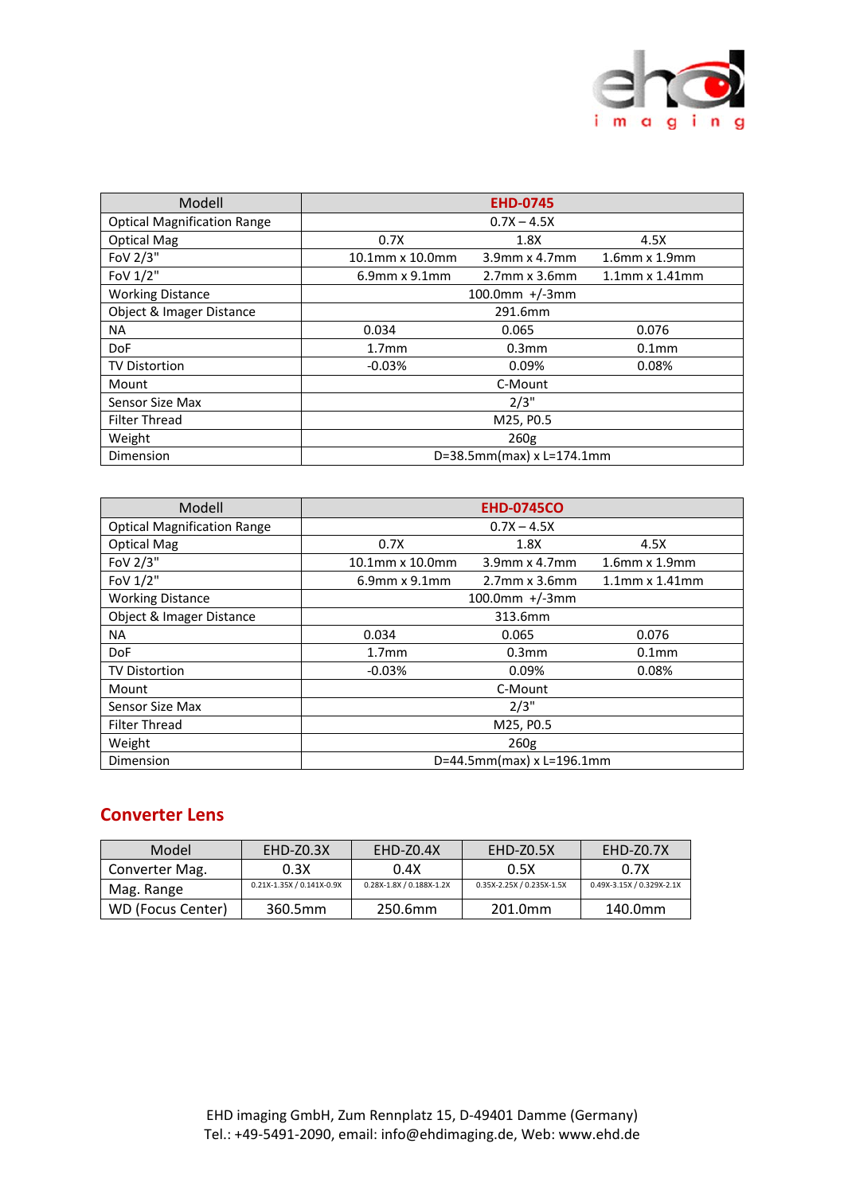| Modell | **EHD-0745** | | |
|---|---|---|---|
| Optical Magnification Range | 0.7X – 4.5X | | |
| Optical Mag | 0.7X | 1.8X | 4.5X |
| FoV 2/3" | 10.1mm x 10.0mm | 3.9mm x 4.7mm | 1.6mm x 1.9mm |
| FoV 1/2" | 6.9mm x 9.1mm | 2.7mm x 3.6mm | 1.1mm x 1.41mm |
| Working Distance | 100.0mm +/-3mm | | |
| Object & Imager Distance | 291.6mm | | |
| NA | 0.034 | 0.065 | 0.076 |
| DoF | 1.7mm | 0.3mm | 0.1mm |
| TV Distortion | -0.03% | 0.09% | 0.08% |
| Mount | C-Mount | | |
| Sensor Size Max | 2/3" | | |
| Filter Thread | M25, P0.5 | | |
| Weight | 260g | | |
| Dimension | D=38.5mm(max) x L=174.1mm | | |

| Modell | **EHD-0745CO** | | |
|---|---|---|---|
| Optical Magnification Range | 0.7X – 4.5X | | |
| Optical Mag | 0.7X | 1.8X | 4.5X |
| FoV 2/3" | 10.1mm x 10.0mm | 3.9mm x 4.7mm | 1.6mm x 1.9mm |
| FoV 1/2" | 6.9mm x 9.1mm | 2.7mm x 3.6mm | 1.1mm x 1.41mm |
| Working Distance | 100.0mm +/-3mm | | |
| Object & Imager Distance | 313.6mm | | |
| NA | 0.034 | 0.065 | 0.076 |
| DoF | 1.7mm | 0.3mm | 0.1mm |
| TV Distortion | -0.03% | 0.09% | 0.08% |
| Mount | C-Mount | | |
| Sensor Size Max | 2/3" | | |
| Filter Thread | M25, P0.5 | | |
| Weight | 260g | | |
| Dimension | D=44.5mm(max) x L=196.1mm | | |

## Converter Lens

| Model | EHD-Z0.3X | EHD-Z0.4X | EHD-Z0.5X | EHD-Z0.7X |
|---|---|---|---|---|
| Converter Mag. | 0.3X | 0.4X | 0.5X | 0.7X |
| Mag. Range | 0.21X-1.35X / 0.141X-0.9X | 0.28X-1.8X / 0.188X-1.2X | 0.35X-2.25X / 0.235X-1.5X | 0.49X-3.15X / 0.329X-2.1X |
| WD (Focus Center) | 360.5mm | 250.6mm | 201.0mm | 140.0mm |

EHD imaging GmbH, Zum Rennplatz 15, D-49401 Damme (Germany)
Tel.: +49-5491-2090, email: info@ehdimaging.de, Web: www.ehd.de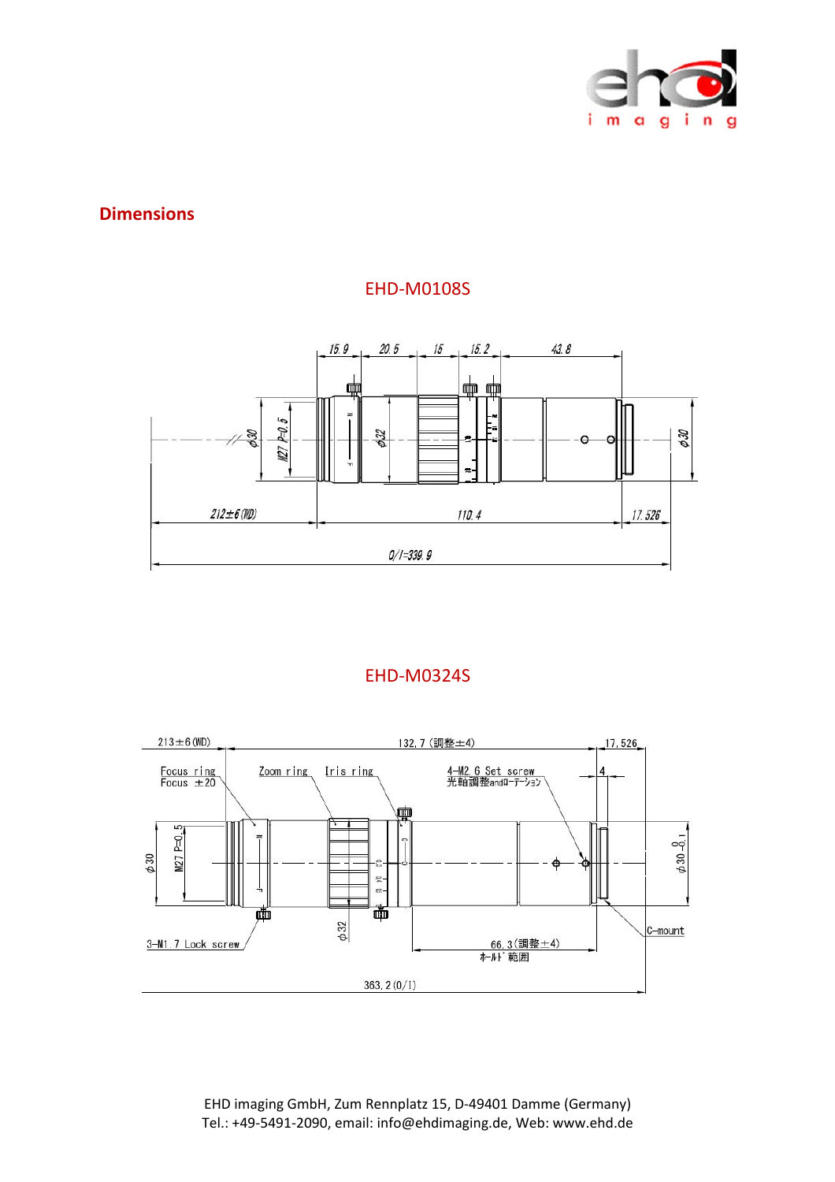## Dimensions

EHD-M0108S

15.9
20.5
15
15.2
43.8
φ30
M27 P=0.5
φ32
φ30
212±6 (WD)
110.4
17.526
O/I=339.9

EHD-M0324S

213±6 (WD)
132.7 (調整±4)
17.526
Focus ring
Focus ±20
Zoom ring
Iris ring
4-M2.6 Set screw
光軸調整andローテーション
4
φ30
M27 P=0.5
φ32
3-M1.7 Lock screw
66.3 (調整±4)
ホールド範囲
C-mount
$\phi 30^{\ 0}_{-0.1}$
363.2 (O/I)

EHD imaging GmbH, Zum Rennplatz 15, D-49401 Damme (Germany)
Tel.: +49-5491-2090, email: info@ehdimaging.de, Web: www.ehd.de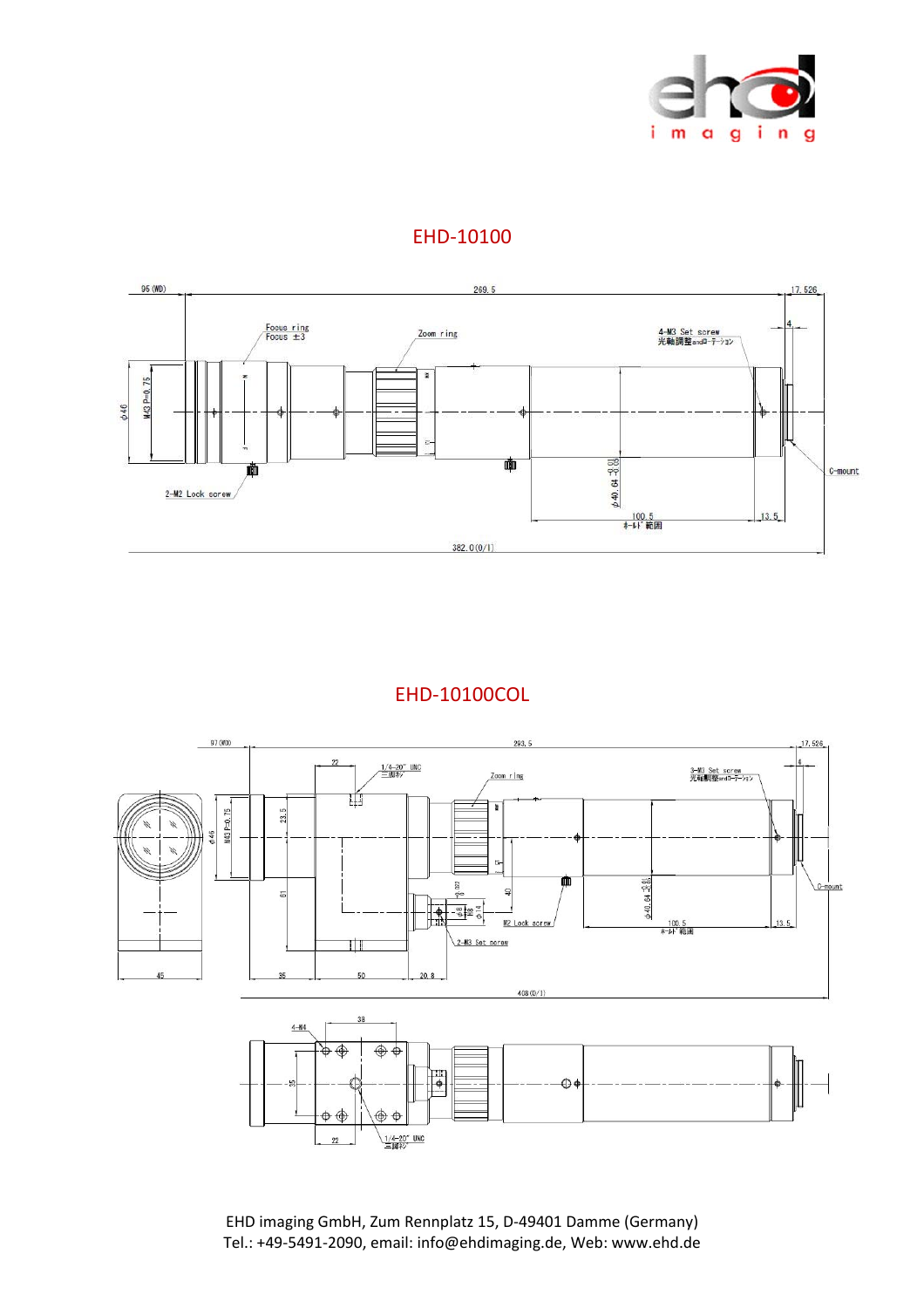## EHD-10100

96 (WD)
269.5
17.526
Focus ring
Focus ±3
Zoom ring
4-M3 Set screw
光軸調整andローテーション
4
φ46
M43 P=0.75
2-M2 Lock screw
φ40.64
C-mount
100.5
ホールド範囲
13.5
382.0(0/1)

## EHD-10100COL

97 (WD)
293.5
17.526
22
1/4-20" UNC
三脚ネジ
Zoom ring
3-M3 Set screw
光軸調整andローテーション
4
φ46
M43 P=0.75
23.5
61
φ8
φ14
40
M2 Lock screw
2-M3 Set screw
φ40.64
C-mount
100.5
ホールド範囲
15.5
45
35
50
20.8
408(0/1)
4-M4
38
35
22
1/4-20" UNC
三脚ネジ

EHD imaging GmbH, Zum Rennplatz 15, D-49401 Damme (Germany)
Tel.: +49-5491-2090, email: info@ehdimaging.de, Web: www.ehd.de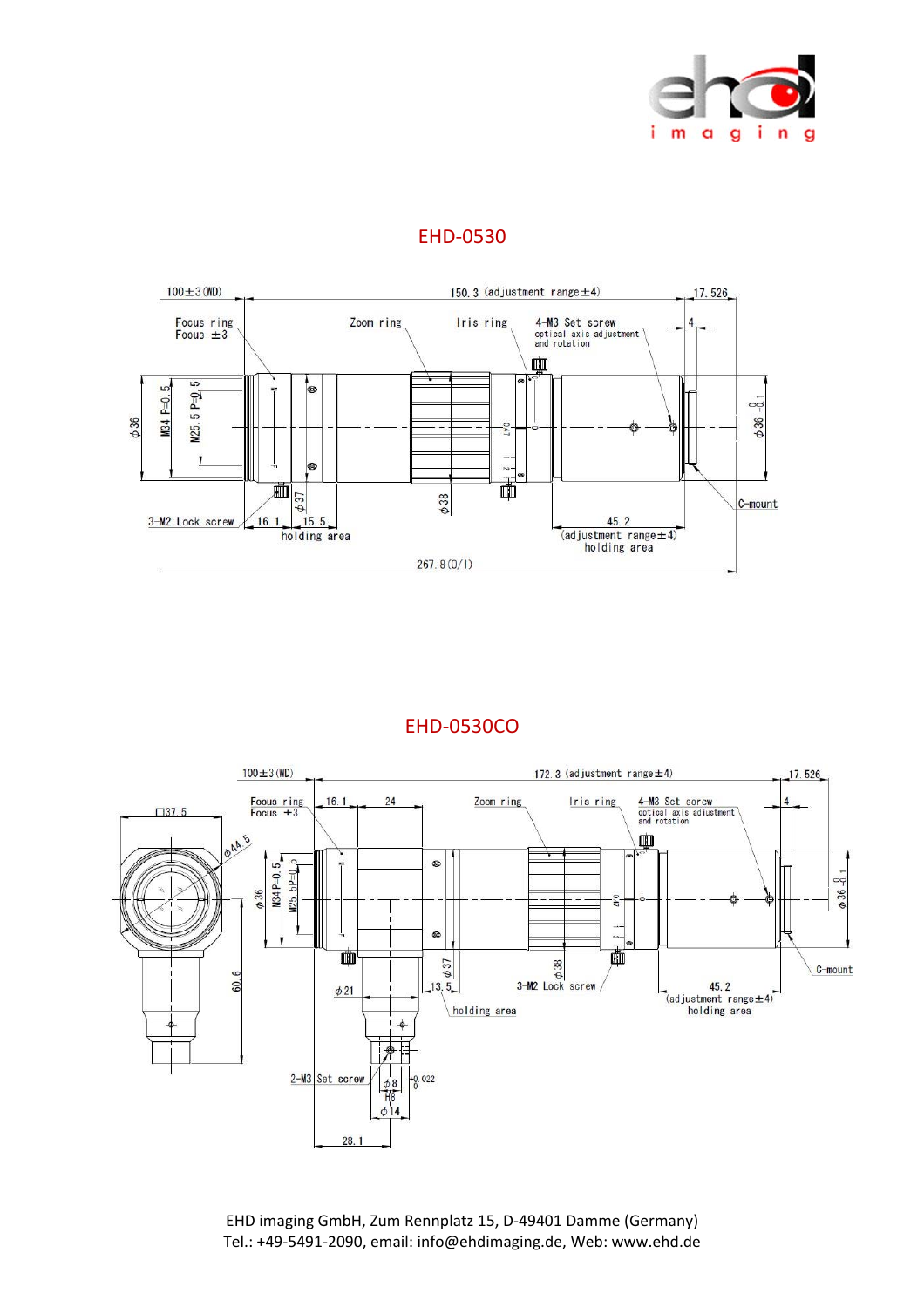## EHD-0530

100±3 (WD)
150.3 (adjustment range±4)
17.526
Focus ring
Focus ±3
Zoom ring
Iris ring
4-M3 Set screw
optical axis adjustment and rotation
4
φ36
M34 P=0.5
M25.5 P=0.5
φ37
φ38
φ36 $^{0}_{-0.1}$
C-mount
3-M2 Lock screw
16.1
15.5
holding area
45.2
(adjustment range±4)
holding area
267.8 (O/I)

## EHD-0530CO

100±3 (WD)
172.3 (adjustment range±4)
17.526
□37.5
φ44.5
Focus ring
Focus ±3
16.1
24
Zoom ring
Iris ring
4-M3 Set screw
optical axis adjustment and rotation
4
φ36
M34 P=0.5
M25.5P=0.5
φ36 $^{0}_{-0.1}$
60.6
φ21
φ37
13.5
holding area
φ38
3-M2 Lock screw
45.2
(adjustment range±4)
holding area
C-mount
2-M3 Set screw
φ8 H8 $^{+0.022}_{0}$
φ14
28.1

EHD imaging GmbH, Zum Rennplatz 15, D-49401 Damme (Germany)
Tel.: +49-5491-2090, email: info@ehdimaging.de, Web: www.ehd.de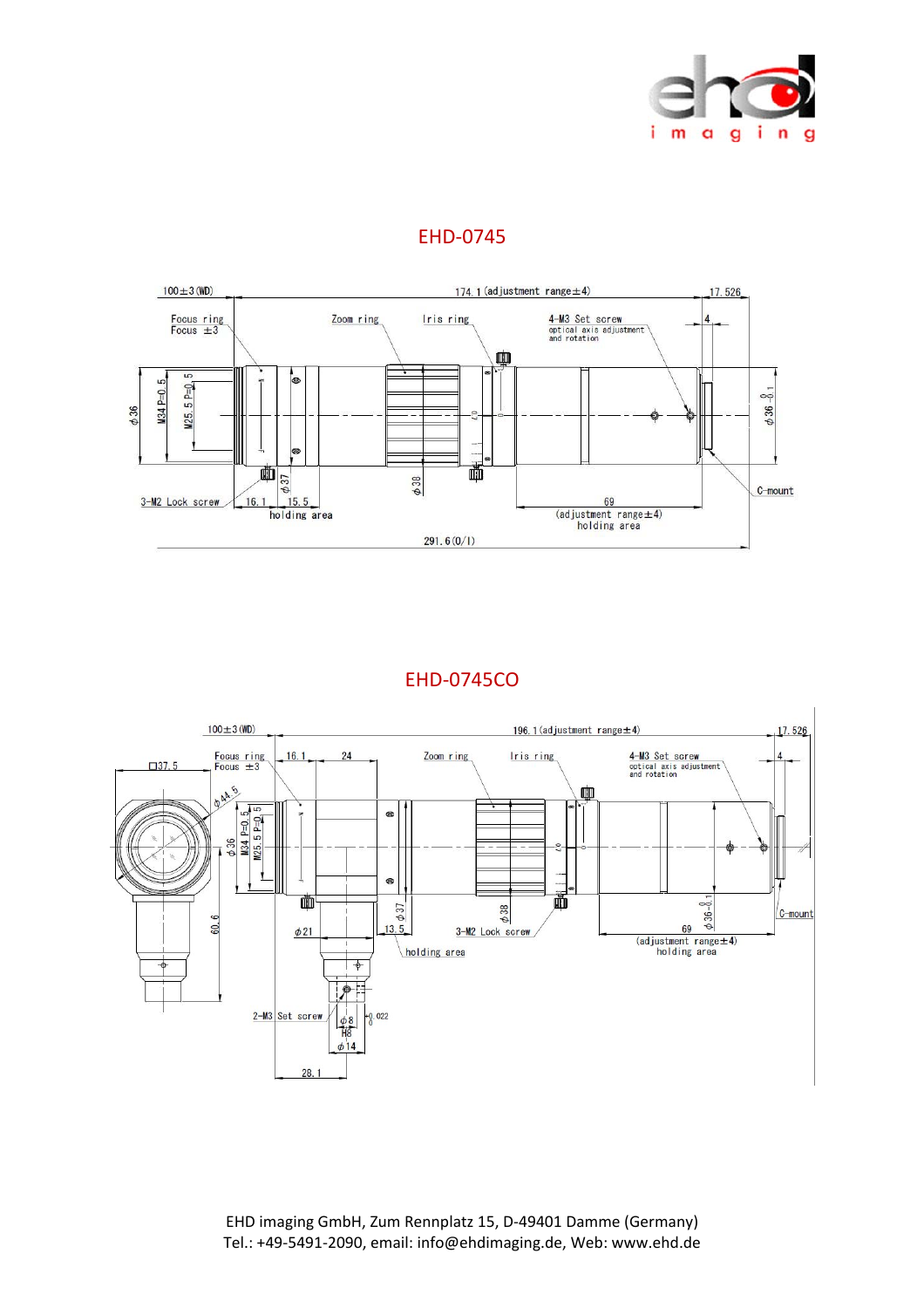## EHD-0745

100±3 (WD)
174.1 (adjustment range±4)
17.526
Focus ring
Focus ±3
Zoom ring
Iris ring
4-M3 Set screw
optical axis adjustment and rotation
4
φ36
M34 P=0.5
M25.5 P=0.5
φ36 $^{0}_{-0.1}$
3-M2 Lock screw
16.1
φ37
15.5
holding area
φ38
69
(adjustment range±4)
holding area
C-mount
291.6 (O/I)

## EHD-0745CO

100±3 (WD)
196.1 (adjustment range±4)
17.526
□37.5
Focus ring
Focus ±3
16.1
24
Zoom ring
Iris ring
4-M3 Set screw
optical axis adjustment and rotation
4
φ44.5
φ36
M34 P=0.5
M25.5 P=0.5
60.6
φ21
13.5
φ37
φ38
3-M2 Lock screw
φ36 $^{0}_{-0.1}$
69
(adjustment range±4)
holding area
C-mount
holding area
2-M3 Set screw
φ8 H8
+0.022
φ14
28.1

EHD imaging GmbH, Zum Rennplatz 15, D-49401 Damme (Germany)
Tel.: +49-5491-2090, email: info@ehdimaging.de, Web: www.ehd.de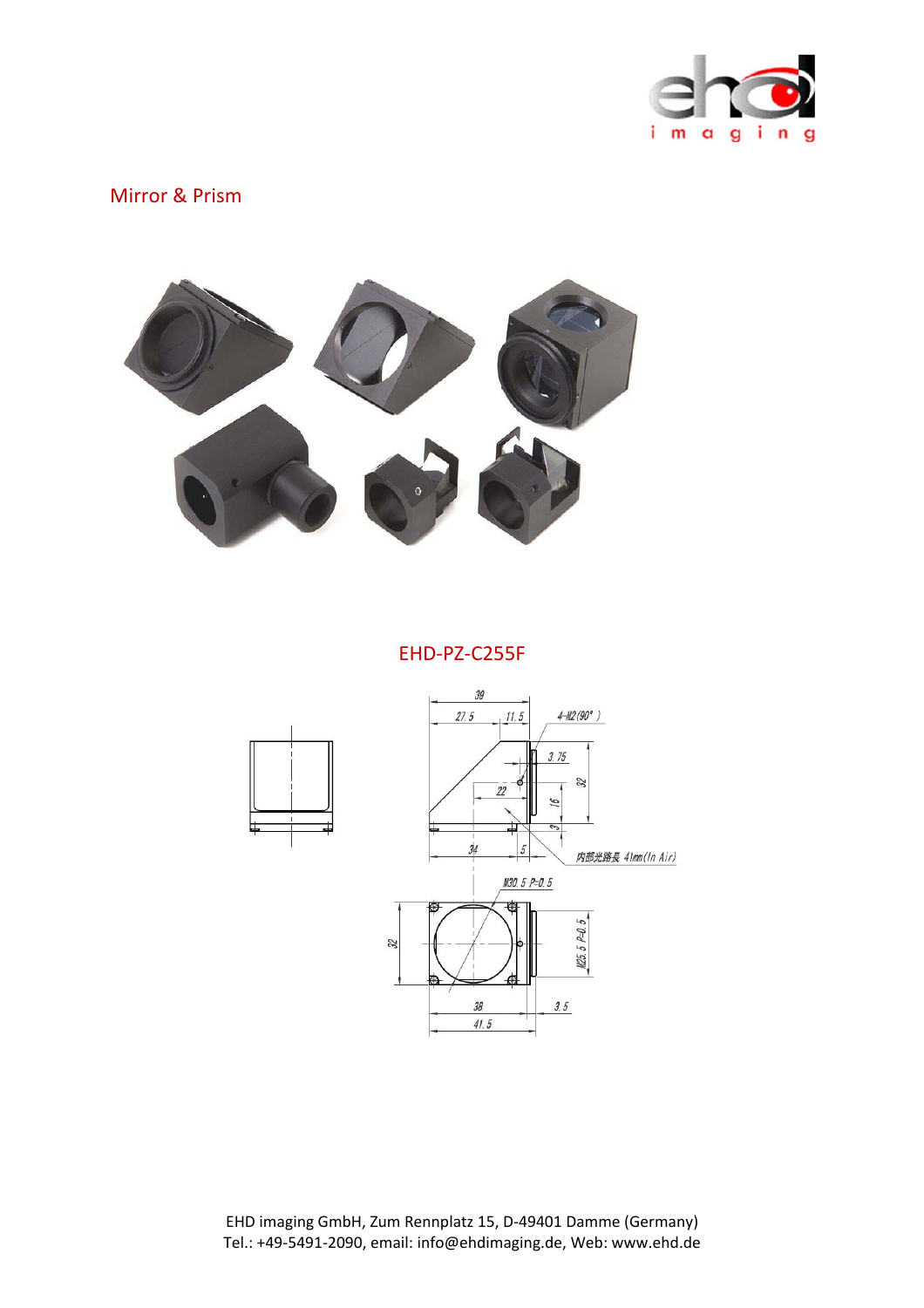## Mirror & Prism

## EHD-PZ-C255F

39
27.5
11.5
4-M2(90°)
3.75
32
22
16
3
34
5
内部光路長 41mm(In Air)
M30.5 P=0.5
32
M25.5 P=0.5
38
3.5
41.5

EHD imaging GmbH, Zum Rennplatz 15, D-49401 Damme (Germany)
Tel.: +49-5491-2090, email: info@ehdimaging.de, Web: www.ehd.de